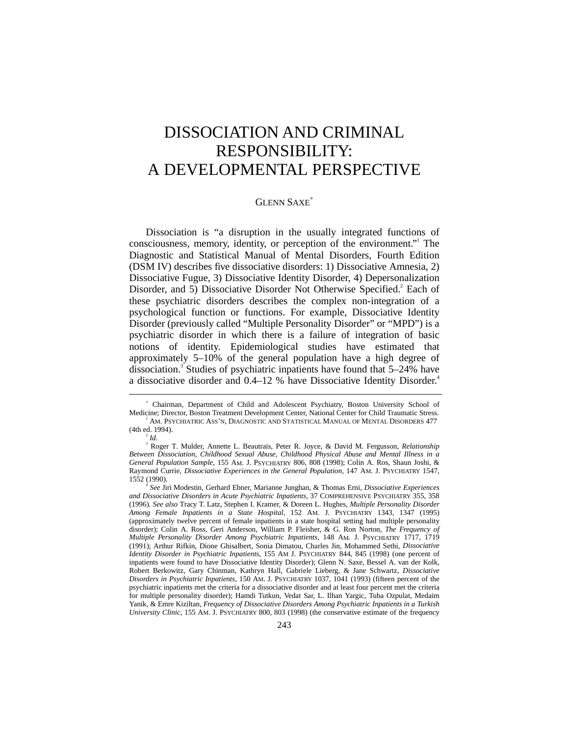# DISSOCIATION AND CRIMINAL RESPONSIBILITY: A DEVELOPMENTAL PERSPECTIVE

GLENN SAXE[*]

Dissociation is "a disruption in the usually integrated functions of consciousness, memory, identity, or perception of the environment."[1] The Diagnostic and Statistical Manual of Mental Disorders, Fourth Edition (DSM IV) describes five dissociative disorders: 1) Dissociative Amnesia, 2) Dissociative Fugue, 3) Dissociative Identity Disorder, 4) Depersonalization Disorder, and 5) Dissociative Disorder Not Otherwise Specified.[2] Each of these psychiatric disorders describes the complex non-integration of a psychological function or functions. For example, Dissociative Identity Disorder (previously called "Multiple Personality Disorder" or "MPD") is a psychiatric disorder in which there is a failure of integration of basic notions of identity. Epidemiological studies have estimated that approximately 5–10% of the general population have a high degree of dissociation.[3] Studies of psychiatric inpatients have found that 5–24% have a dissociative disorder and 0.4–12 % have Dissociative Identity Disorder.[4]

---

[*] Chairman, Department of Child and Adolescent Psychiatry, Boston University School of Medicine; Director, Boston Treatment Development Center, National Center for Child Traumatic Stress.

[1] AM. PSYCHIATRIC ASS'N, DIAGNOSTIC AND STATISTICAL MANUAL OF MENTAL DISORDERS 477 (4th ed. 1994).

[2] *Id.*

[3] Roger T. Mulder, Annette L. Beautrais, Peter R. Joyce, & David M. Fergusson, *Relationship Between Dissociation, Childhood Sexual Abuse, Childhood Physical Abuse and Mental Illness in a General Population Sample*, 155 AM. J. PSYCHIATRY 806, 808 (1998); Colin A. Ros, Shaun Joshi, & Raymond Currie, *Dissociative Experiences in the General Population*, 147 AM. J. PSYCHIATRY 1547, 1552 (1990).

[4] *See* Jiri Modestin, Gerhard Ebner, Marianne Junghan, & Thomas Erni, *Dissociative Experiences and Dissociative Disorders in Acute Psychiatric Inpatients*, 37 COMPREHENSIVE PSYCHIATRY 355, 358 (1996). *See also* Tracy T. Latz, Stephen I. Kramer, & Doreen L. Hughes, *Multiple Personality Disorder Among Female Inpatients in a State Hospital*, 152 AM. J. PSYCHIATRY 1343, 1347 (1995) (approximately twelve percent of female inpatients in a state hospital setting had multiple personality disorder); Colin A. Ross, Geri Anderson, William P. Fleisher, & G. Ron Norton, *The Frequency of Multiple Personality Disorder Among Psychiatric Inpatients*, 148 AM. J. PSYCHIATRY 1717, 1719 (1991); Arthur Rifkin, Dione Ghisalbert, Sonia Dimatou, Charles Jin, Mohammed Sethi, *Dissociative Identity Disorder in Psychiatric Inpatients*, 155 AM J. PSYCHIATRY 844, 845 (1998) (one percent of inpatients were found to have Dissociative Identity Disorder); Glenn N. Saxe, Bessel A. van der Kolk, Robert Berkowitz, Gary Chinman, Kathryn Hall, Gabriele Lieberg, & Jane Schwartz, *Dissociative Disorders in Psychiatric Inpatients*, 150 AM. J. PSYCHIATRY 1037, 1041 (1993) (fifteen percent of the psychiatric inpatients met the criteria for a dissociative disorder and at least four percent met the criteria for multiple personality disorder); Hamdi Tutkun, Vedat Sar, L. Ilhan Yargic, Tuba Ozpulat, Medaim Yanik, & Emre Kiziltan, *Frequency of Dissociative Disorders Among Psychiatric Inpatients in a Turkish University Clinic*, 155 AM. J. PSYCHIATRY 800, 803 (1998) (the conservative estimate of the frequency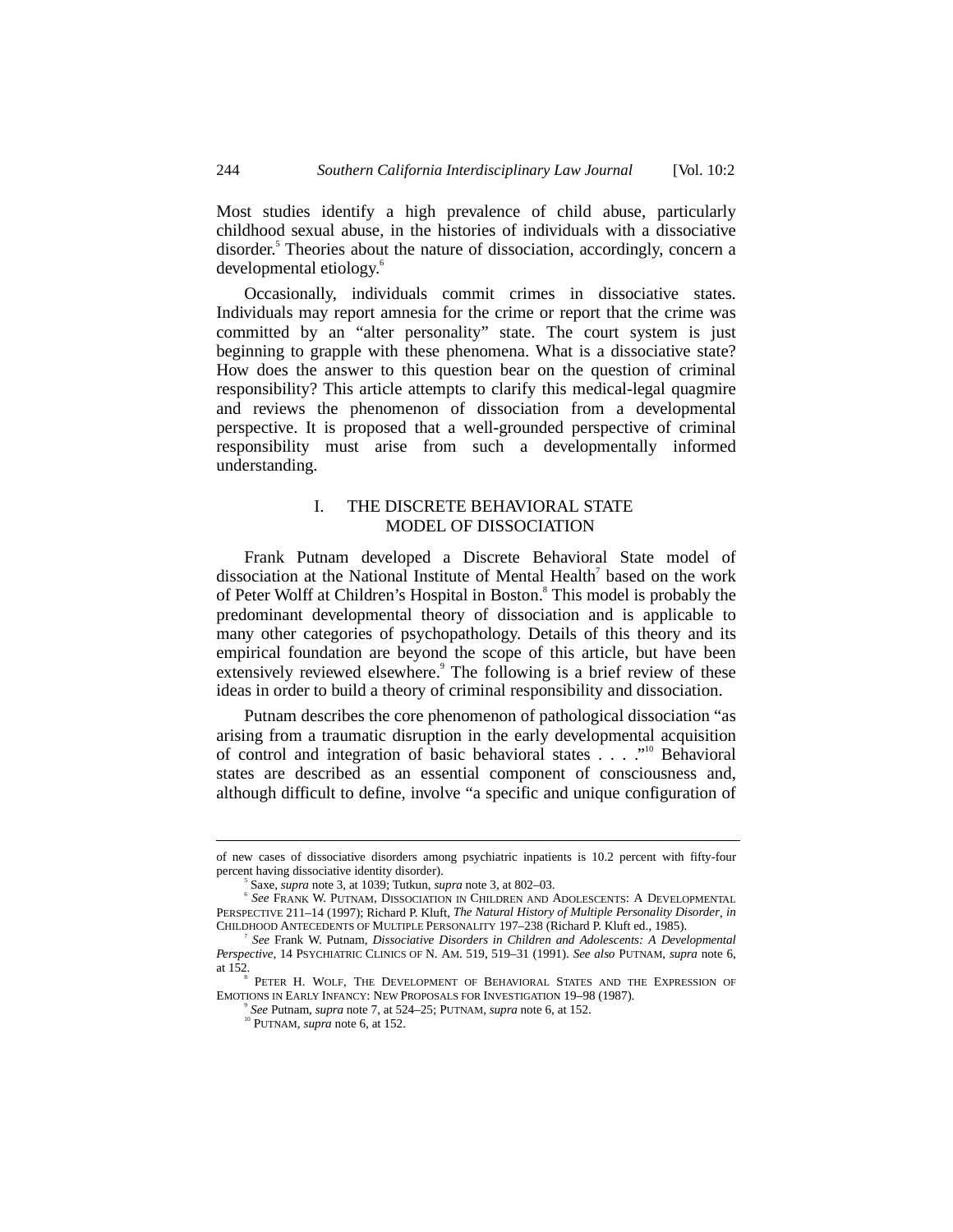Most studies identify a high prevalence of child abuse, particularly childhood sexual abuse, in the histories of individuals with a dissociative disorder.[5] Theories about the nature of dissociation, accordingly, concern a developmental etiology.[6]

Occasionally, individuals commit crimes in dissociative states. Individuals may report amnesia for the crime or report that the crime was committed by an "alter personality" state. The court system is just beginning to grapple with these phenomena. What is a dissociative state? How does the answer to this question bear on the question of criminal responsibility? This article attempts to clarify this medical-legal quagmire and reviews the phenomenon of dissociation from a developmental perspective. It is proposed that a well-grounded perspective of criminal responsibility must arise from such a developmentally informed understanding.

## I. THE DISCRETE BEHAVIORAL STATE MODEL OF DISSOCIATION

Frank Putnam developed a Discrete Behavioral State model of dissociation at the National Institute of Mental Health[7] based on the work of Peter Wolff at Children's Hospital in Boston.[8] This model is probably the predominant developmental theory of dissociation and is applicable to many other categories of psychopathology. Details of this theory and its empirical foundation are beyond the scope of this article, but have been extensively reviewed elsewhere.[9] The following is a brief review of these ideas in order to build a theory of criminal responsibility and dissociation.

Putnam describes the core phenomenon of pathological dissociation "as arising from a traumatic disruption in the early developmental acquisition of control and integration of basic behavioral states . . . ."[10] Behavioral states are described as an essential component of consciousness and, although difficult to define, involve "a specific and unique configuration of

---

of new cases of dissociative disorders among psychiatric inpatients is 10.2 percent with fifty-four percent having dissociative identity disorder).

[5] Saxe, *supra* note 3, at 1039; Tutkun, *supra* note 3, at 802–03.

[6] *See* FRANK W. PUTNAM, DISSOCIATION IN CHILDREN AND ADOLESCENTS: A DEVELOPMENTAL PERSPECTIVE 211–14 (1997); Richard P. Kluft, *The Natural History of Multiple Personality Disorder*, *in* CHILDHOOD ANTECEDENTS OF MULTIPLE PERSONALITY 197–238 (Richard P. Kluft ed., 1985).

[7] *See* Frank W. Putnam, *Dissociative Disorders in Children and Adolescents: A Developmental Perspective*, 14 PSYCHIATRIC CLINICS OF N. AM. 519, 519–31 (1991). *See also* PUTNAM, *supra* note 6, at 152.

[8] PETER H. WOLF, THE DEVELOPMENT OF BEHAVIORAL STATES AND THE EXPRESSION OF EMOTIONS IN EARLY INFANCY: NEW PROPOSALS FOR INVESTIGATION 19–98 (1987).

[9] *See* Putnam, *supra* note 7, at 524–25; PUTNAM, *supra* note 6, at 152.

[10] PUTNAM, *supra* note 6, at 152.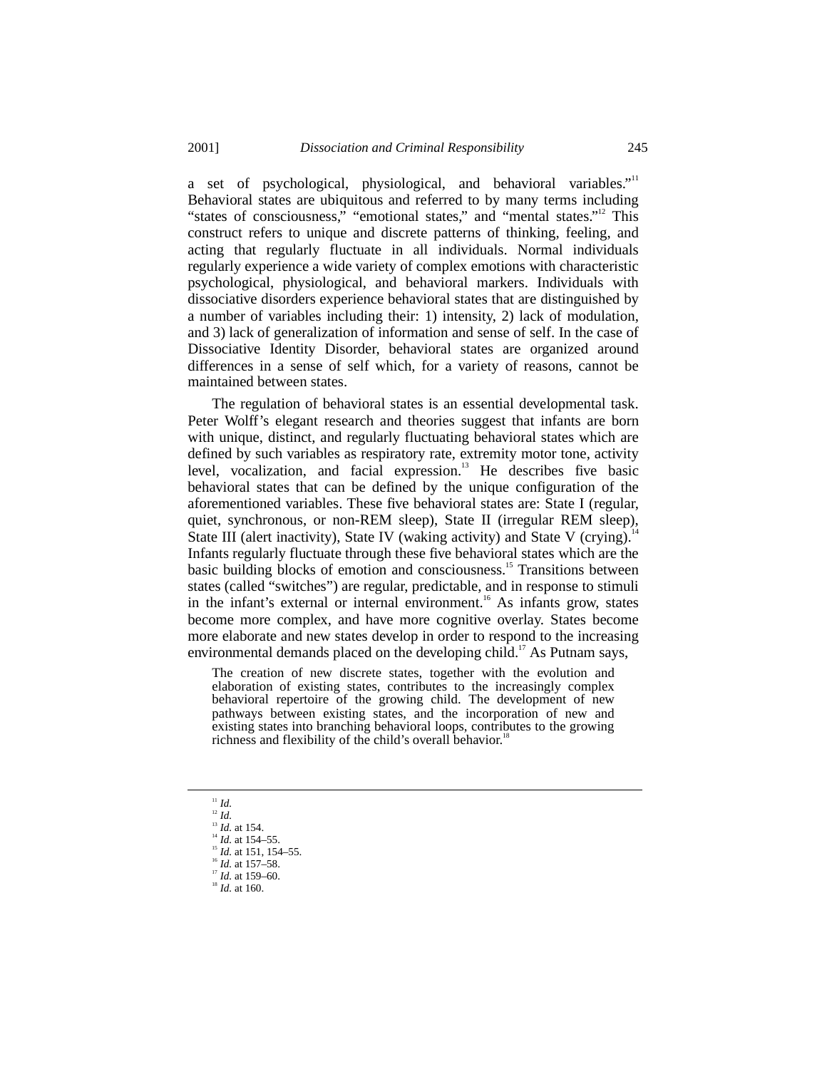a set of psychological, physiological, and behavioral variables."[11] Behavioral states are ubiquitous and referred to by many terms including "states of consciousness," "emotional states," and "mental states."[12] This construct refers to unique and discrete patterns of thinking, feeling, and acting that regularly fluctuate in all individuals. Normal individuals regularly experience a wide variety of complex emotions with characteristic psychological, physiological, and behavioral markers. Individuals with dissociative disorders experience behavioral states that are distinguished by a number of variables including their: 1) intensity, 2) lack of modulation, and 3) lack of generalization of information and sense of self. In the case of Dissociative Identity Disorder, behavioral states are organized around differences in a sense of self which, for a variety of reasons, cannot be maintained between states.

The regulation of behavioral states is an essential developmental task. Peter Wolff's elegant research and theories suggest that infants are born with unique, distinct, and regularly fluctuating behavioral states which are defined by such variables as respiratory rate, extremity motor tone, activity level, vocalization, and facial expression.[13] He describes five basic behavioral states that can be defined by the unique configuration of the aforementioned variables. These five behavioral states are: State I (regular, quiet, synchronous, or non-REM sleep), State II (irregular REM sleep), State III (alert inactivity), State IV (waking activity) and State V (crying).[14] Infants regularly fluctuate through these five behavioral states which are the basic building blocks of emotion and consciousness.[15] Transitions between states (called "switches") are regular, predictable, and in response to stimuli in the infant's external or internal environment.[16] As infants grow, states become more complex, and have more cognitive overlay. States become more elaborate and new states develop in order to respond to the increasing environmental demands placed on the developing child.[17] As Putnam says,

> The creation of new discrete states, together with the evolution and elaboration of existing states, contributes to the increasingly complex behavioral repertoire of the growing child. The development of new pathways between existing states, and the incorporation of new and existing states into branching behavioral loops, contributes to the growing richness and flexibility of the child's overall behavior.[18]

---

[11] *Id.*
[12] *Id.*
[13] *Id.* at 154.
[14] *Id.* at 154–55.
[15] *Id.* at 151, 154–55.
[16] *Id.* at 157–58.
[17] *Id.* at 159–60.
[18] *Id.* at 160.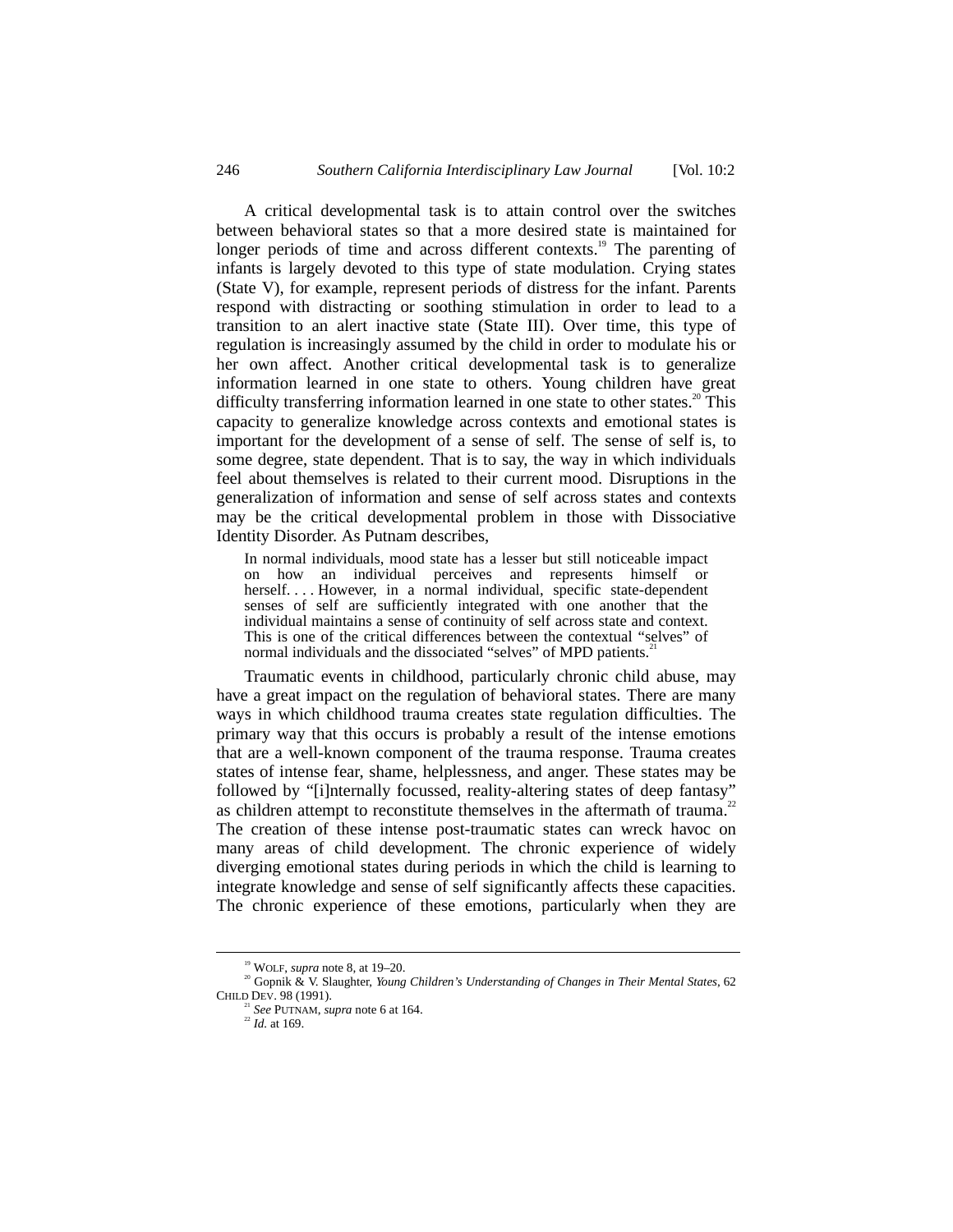A critical developmental task is to attain control over the switches between behavioral states so that a more desired state is maintained for longer periods of time and across different contexts.[19] The parenting of infants is largely devoted to this type of state modulation. Crying states (State V), for example, represent periods of distress for the infant. Parents respond with distracting or soothing stimulation in order to lead to a transition to an alert inactive state (State III). Over time, this type of regulation is increasingly assumed by the child in order to modulate his or her own affect. Another critical developmental task is to generalize information learned in one state to others. Young children have great difficulty transferring information learned in one state to other states.[20] This capacity to generalize knowledge across contexts and emotional states is important for the development of a sense of self. The sense of self is, to some degree, state dependent. That is to say, the way in which individuals feel about themselves is related to their current mood. Disruptions in the generalization of information and sense of self across states and contexts may be the critical developmental problem in those with Dissociative Identity Disorder. As Putnam describes,

> In normal individuals, mood state has a lesser but still noticeable impact on how an individual perceives and represents himself or herself. . . . However, in a normal individual, specific state-dependent senses of self are sufficiently integrated with one another that the individual maintains a sense of continuity of self across state and context. This is one of the critical differences between the contextual "selves" of normal individuals and the dissociated "selves" of MPD patients.[21]

Traumatic events in childhood, particularly chronic child abuse, may have a great impact on the regulation of behavioral states. There are many ways in which childhood trauma creates state regulation difficulties. The primary way that this occurs is probably a result of the intense emotions that are a well-known component of the trauma response. Trauma creates states of intense fear, shame, helplessness, and anger. These states may be followed by "[i]nternally focussed, reality-altering states of deep fantasy" as children attempt to reconstitute themselves in the aftermath of trauma.[22] The creation of these intense post-traumatic states can wreck havoc on many areas of child development. The chronic experience of widely diverging emotional states during periods in which the child is learning to integrate knowledge and sense of self significantly affects these capacities. The chronic experience of these emotions, particularly when they are

---

[19] WOLF, *supra* note 8, at 19–20.

[20] Gopnik & V. Slaughter, *Young Children's Understanding of Changes in Their Mental States*, 62 CHILD DEV. 98 (1991).

[21] *See* PUTNAM, *supra* note 6 at 164.

[22] *Id.* at 169.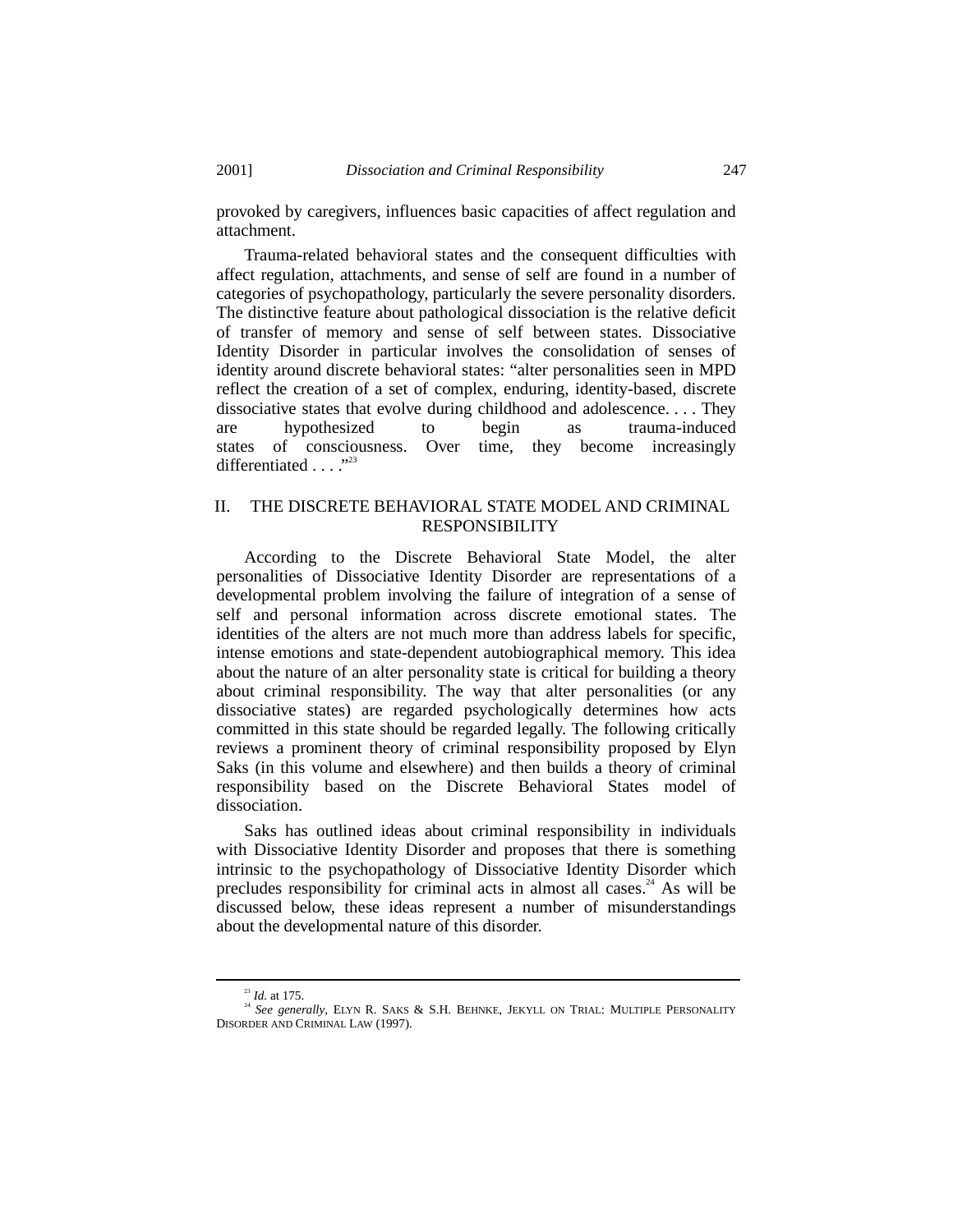provoked by caregivers, influences basic capacities of affect regulation and attachment.

Trauma-related behavioral states and the consequent difficulties with affect regulation, attachments, and sense of self are found in a number of categories of psychopathology, particularly the severe personality disorders. The distinctive feature about pathological dissociation is the relative deficit of transfer of memory and sense of self between states. Dissociative Identity Disorder in particular involves the consolidation of senses of identity around discrete behavioral states: "alter personalities seen in MPD reflect the creation of a set of complex, enduring, identity-based, discrete dissociative states that evolve during childhood and adolescence. . . . They are hypothesized to begin as trauma-induced states of consciousness. Over time, they become increasingly differentiated . . . ."[23]

## II. THE DISCRETE BEHAVIORAL STATE MODEL AND CRIMINAL RESPONSIBILITY

According to the Discrete Behavioral State Model, the alter personalities of Dissociative Identity Disorder are representations of a developmental problem involving the failure of integration of a sense of self and personal information across discrete emotional states. The identities of the alters are not much more than address labels for specific, intense emotions and state-dependent autobiographical memory. This idea about the nature of an alter personality state is critical for building a theory about criminal responsibility. The way that alter personalities (or any dissociative states) are regarded psychologically determines how acts committed in this state should be regarded legally. The following critically reviews a prominent theory of criminal responsibility proposed by Elyn Saks (in this volume and elsewhere) and then builds a theory of criminal responsibility based on the Discrete Behavioral States model of dissociation.

Saks has outlined ideas about criminal responsibility in individuals with Dissociative Identity Disorder and proposes that there is something intrinsic to the psychopathology of Dissociative Identity Disorder which precludes responsibility for criminal acts in almost all cases.[24] As will be discussed below, these ideas represent a number of misunderstandings about the developmental nature of this disorder.

---

[23] *Id.* at 175.

[24] *See generally*, ELYN R. SAKS & S.H. BEHNKE, JEKYLL ON TRIAL: MULTIPLE PERSONALITY DISORDER AND CRIMINAL LAW (1997).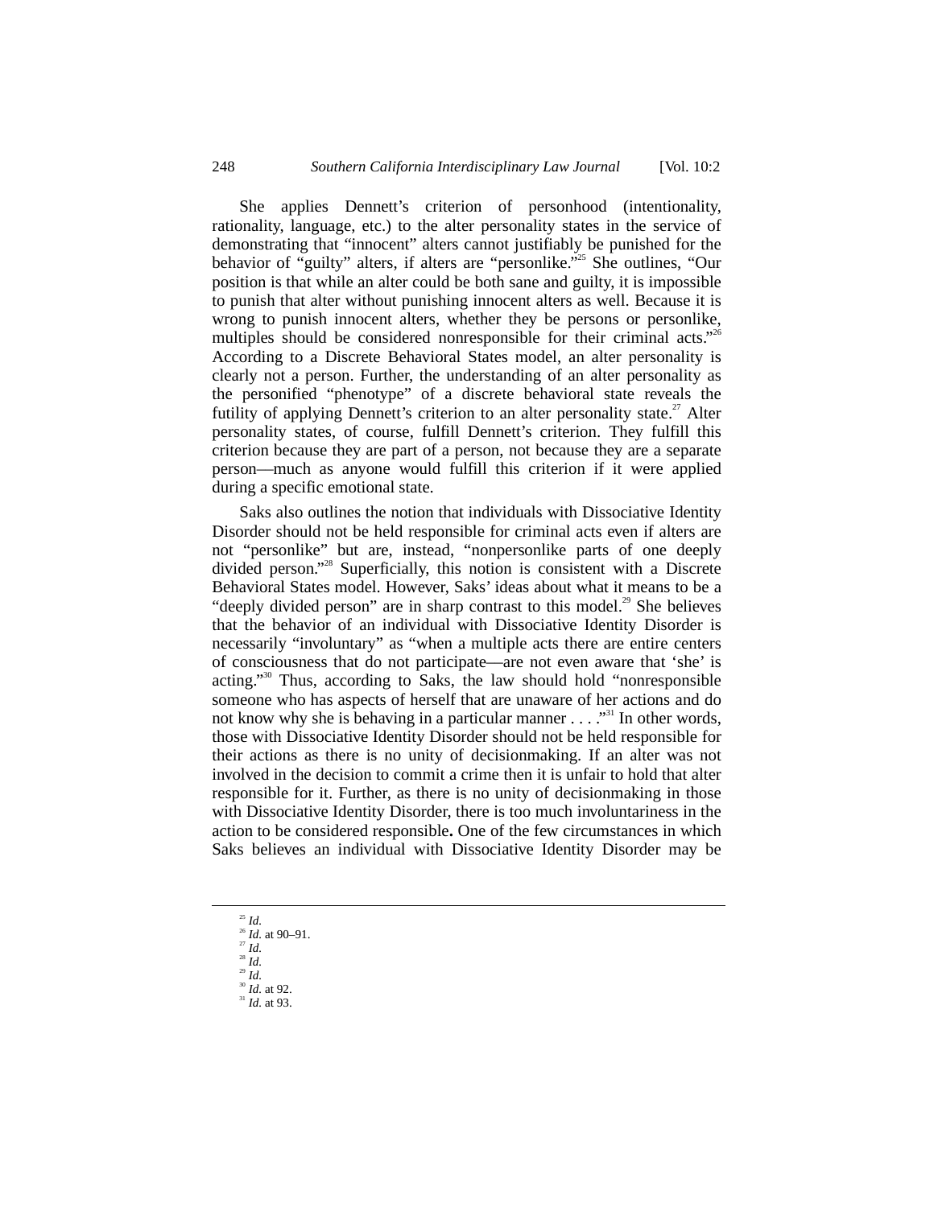She applies Dennett's criterion of personhood (intentionality, rationality, language, etc.) to the alter personality states in the service of demonstrating that "innocent" alters cannot justifiably be punished for the behavior of "guilty" alters, if alters are "personlike."[25] She outlines, "Our position is that while an alter could be both sane and guilty, it is impossible to punish that alter without punishing innocent alters as well. Because it is wrong to punish innocent alters, whether they be persons or personlike, multiples should be considered nonresponsible for their criminal acts."[26] According to a Discrete Behavioral States model, an alter personality is clearly not a person. Further, the understanding of an alter personality as the personified "phenotype" of a discrete behavioral state reveals the futility of applying Dennett's criterion to an alter personality state.[27] Alter personality states, of course, fulfill Dennett's criterion. They fulfill this criterion because they are part of a person, not because they are a separate person—much as anyone would fulfill this criterion if it were applied during a specific emotional state.

Saks also outlines the notion that individuals with Dissociative Identity Disorder should not be held responsible for criminal acts even if alters are not "personlike" but are, instead, "nonpersonlike parts of one deeply divided person."[28] Superficially, this notion is consistent with a Discrete Behavioral States model. However, Saks' ideas about what it means to be a "deeply divided person" are in sharp contrast to this model.[29] She believes that the behavior of an individual with Dissociative Identity Disorder is necessarily "involuntary" as "when a multiple acts there are entire centers of consciousness that do not participate—are not even aware that 'she' is acting."[30] Thus, according to Saks, the law should hold "nonresponsible someone who has aspects of herself that are unaware of her actions and do not know why she is behaving in a particular manner . . . ."[31] In other words, those with Dissociative Identity Disorder should not be held responsible for their actions as there is no unity of decisionmaking. If an alter was not involved in the decision to commit a crime then it is unfair to hold that alter responsible for it. Further, as there is no unity of decisionmaking in those with Dissociative Identity Disorder, there is too much involuntariness in the action to be considered responsible. One of the few circumstances in which Saks believes an individual with Dissociative Identity Disorder may be

---

[25] *Id.*
[26] *Id.* at 90–91.
[27] *Id.*
[28] *Id.*
[29] *Id.*
[30] *Id.* at 92.
[31] *Id.* at 93.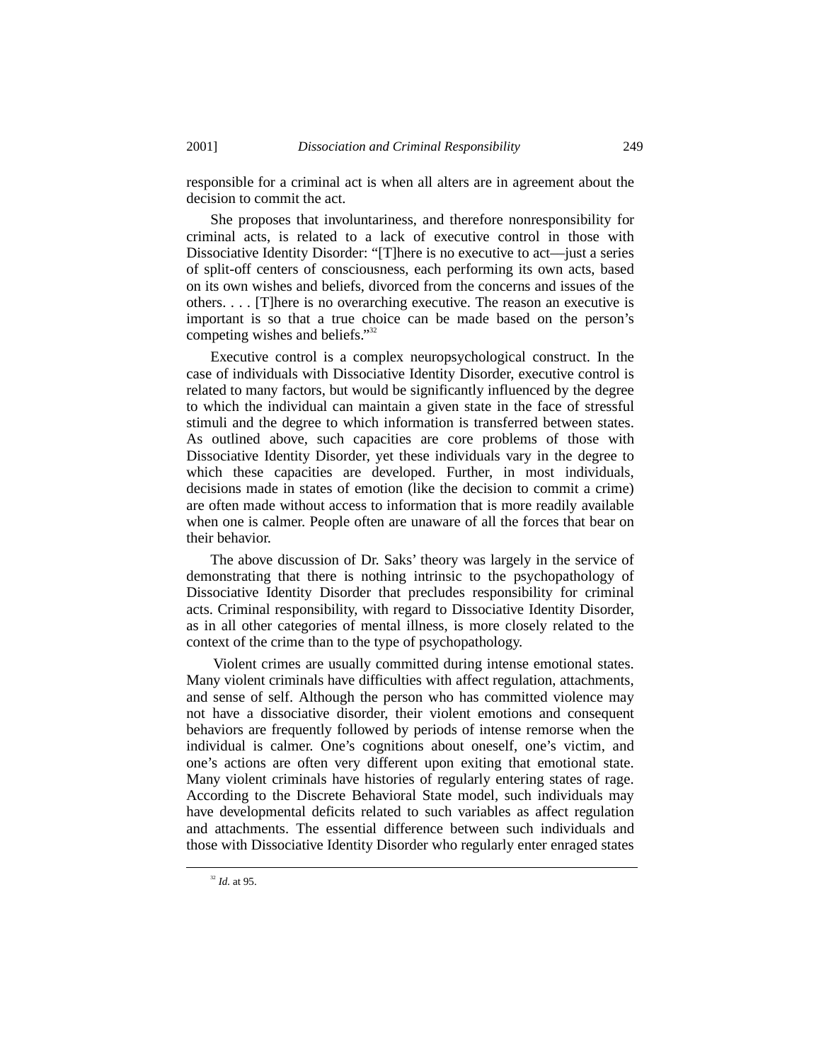responsible for a criminal act is when all alters are in agreement about the decision to commit the act.

She proposes that involuntariness, and therefore nonresponsibility for criminal acts, is related to a lack of executive control in those with Dissociative Identity Disorder: "[T]here is no executive to act—just a series of split-off centers of consciousness, each performing its own acts, based on its own wishes and beliefs, divorced from the concerns and issues of the others. . . . [T]here is no overarching executive. The reason an executive is important is so that a true choice can be made based on the person's competing wishes and beliefs."[32]

Executive control is a complex neuropsychological construct. In the case of individuals with Dissociative Identity Disorder, executive control is related to many factors, but would be significantly influenced by the degree to which the individual can maintain a given state in the face of stressful stimuli and the degree to which information is transferred between states. As outlined above, such capacities are core problems of those with Dissociative Identity Disorder, yet these individuals vary in the degree to which these capacities are developed. Further, in most individuals, decisions made in states of emotion (like the decision to commit a crime) are often made without access to information that is more readily available when one is calmer. People often are unaware of all the forces that bear on their behavior.

The above discussion of Dr. Saks' theory was largely in the service of demonstrating that there is nothing intrinsic to the psychopathology of Dissociative Identity Disorder that precludes responsibility for criminal acts. Criminal responsibility, with regard to Dissociative Identity Disorder, as in all other categories of mental illness, is more closely related to the context of the crime than to the type of psychopathology.

Violent crimes are usually committed during intense emotional states. Many violent criminals have difficulties with affect regulation, attachments, and sense of self. Although the person who has committed violence may not have a dissociative disorder, their violent emotions and consequent behaviors are frequently followed by periods of intense remorse when the individual is calmer. One's cognitions about oneself, one's victim, and one's actions are often very different upon exiting that emotional state. Many violent criminals have histories of regularly entering states of rage. According to the Discrete Behavioral State model, such individuals may have developmental deficits related to such variables as affect regulation and attachments. The essential difference between such individuals and those with Dissociative Identity Disorder who regularly enter enraged states

---

[32] *Id.* at 95.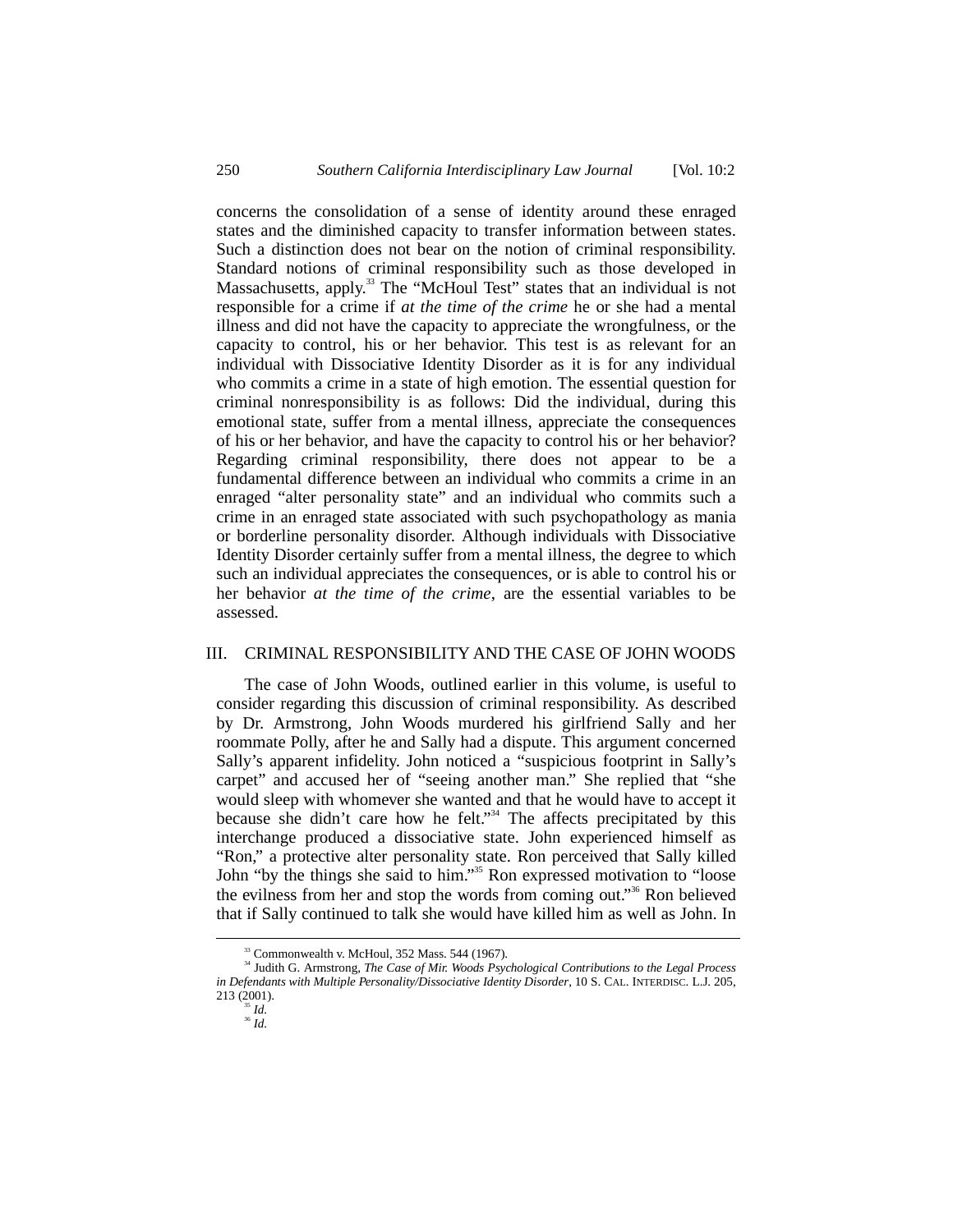concerns the consolidation of a sense of identity around these enraged states and the diminished capacity to transfer information between states. Such a distinction does not bear on the notion of criminal responsibility. Standard notions of criminal responsibility such as those developed in Massachusetts, apply.[33] The "McHoul Test" states that an individual is not responsible for a crime if *at the time of the crime* he or she had a mental illness and did not have the capacity to appreciate the wrongfulness, or the capacity to control, his or her behavior. This test is as relevant for an individual with Dissociative Identity Disorder as it is for any individual who commits a crime in a state of high emotion. The essential question for criminal nonresponsibility is as follows: Did the individual, during this emotional state, suffer from a mental illness, appreciate the consequences of his or her behavior, and have the capacity to control his or her behavior? Regarding criminal responsibility, there does not appear to be a fundamental difference between an individual who commits a crime in an enraged "alter personality state" and an individual who commits such a crime in an enraged state associated with such psychopathology as mania or borderline personality disorder. Although individuals with Dissociative Identity Disorder certainly suffer from a mental illness, the degree to which such an individual appreciates the consequences, or is able to control his or her behavior *at the time of the crime*, are the essential variables to be assessed.

## III. CRIMINAL RESPONSIBILITY AND THE CASE OF JOHN WOODS

The case of John Woods, outlined earlier in this volume, is useful to consider regarding this discussion of criminal responsibility. As described by Dr. Armstrong, John Woods murdered his girlfriend Sally and her roommate Polly, after he and Sally had a dispute. This argument concerned Sally's apparent infidelity. John noticed a "suspicious footprint in Sally's carpet" and accused her of "seeing another man." She replied that "she would sleep with whomever she wanted and that he would have to accept it because she didn't care how he felt."[34] The affects precipitated by this interchange produced a dissociative state. John experienced himself as "Ron," a protective alter personality state. Ron perceived that Sally killed John "by the things she said to him."[35] Ron expressed motivation to "loose the evilness from her and stop the words from coming out."[36] Ron believed that if Sally continued to talk she would have killed him as well as John. In

---

[33] Commonwealth v. McHoul, 352 Mass. 544 (1967).

[34] Judith G. Armstrong, *The Case of Mir. Woods Psychological Contributions to the Legal Process in Defendants with Multiple Personality/Dissociative Identity Disorder*, 10 S. CAL. INTERDISC. L.J. 205, 213 (2001).

[35] *Id.*

[36] *Id.*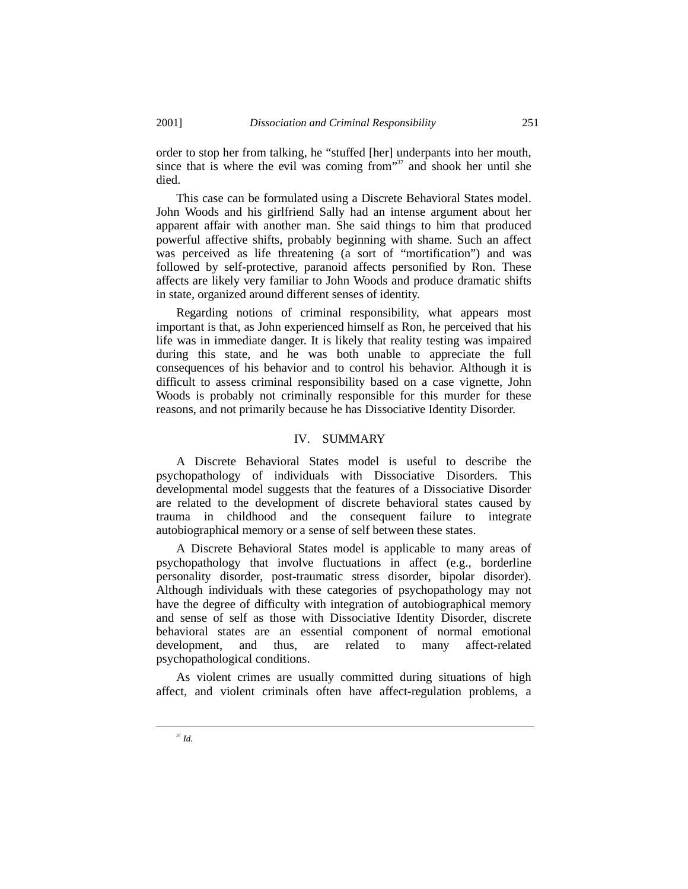order to stop her from talking, he "stuffed [her] underpants into her mouth, since that is where the evil was coming from"[37] and shook her until she died.

This case can be formulated using a Discrete Behavioral States model. John Woods and his girlfriend Sally had an intense argument about her apparent affair with another man. She said things to him that produced powerful affective shifts, probably beginning with shame. Such an affect was perceived as life threatening (a sort of "mortification") and was followed by self-protective, paranoid affects personified by Ron. These affects are likely very familiar to John Woods and produce dramatic shifts in state, organized around different senses of identity.

Regarding notions of criminal responsibility, what appears most important is that, as John experienced himself as Ron, he perceived that his life was in immediate danger. It is likely that reality testing was impaired during this state, and he was both unable to appreciate the full consequences of his behavior and to control his behavior. Although it is difficult to assess criminal responsibility based on a case vignette, John Woods is probably not criminally responsible for this murder for these reasons, and not primarily because he has Dissociative Identity Disorder.

## IV. SUMMARY

A Discrete Behavioral States model is useful to describe the psychopathology of individuals with Dissociative Disorders. This developmental model suggests that the features of a Dissociative Disorder are related to the development of discrete behavioral states caused by trauma in childhood and the consequent failure to integrate autobiographical memory or a sense of self between these states.

A Discrete Behavioral States model is applicable to many areas of psychopathology that involve fluctuations in affect (e.g., borderline personality disorder, post-traumatic stress disorder, bipolar disorder). Although individuals with these categories of psychopathology may not have the degree of difficulty with integration of autobiographical memory and sense of self as those with Dissociative Identity Disorder, discrete behavioral states are an essential component of normal emotional development, and thus, are related to many affect-related psychopathological conditions.

As violent crimes are usually committed during situations of high affect, and violent criminals often have affect-regulation problems, a

---

[37] *Id.*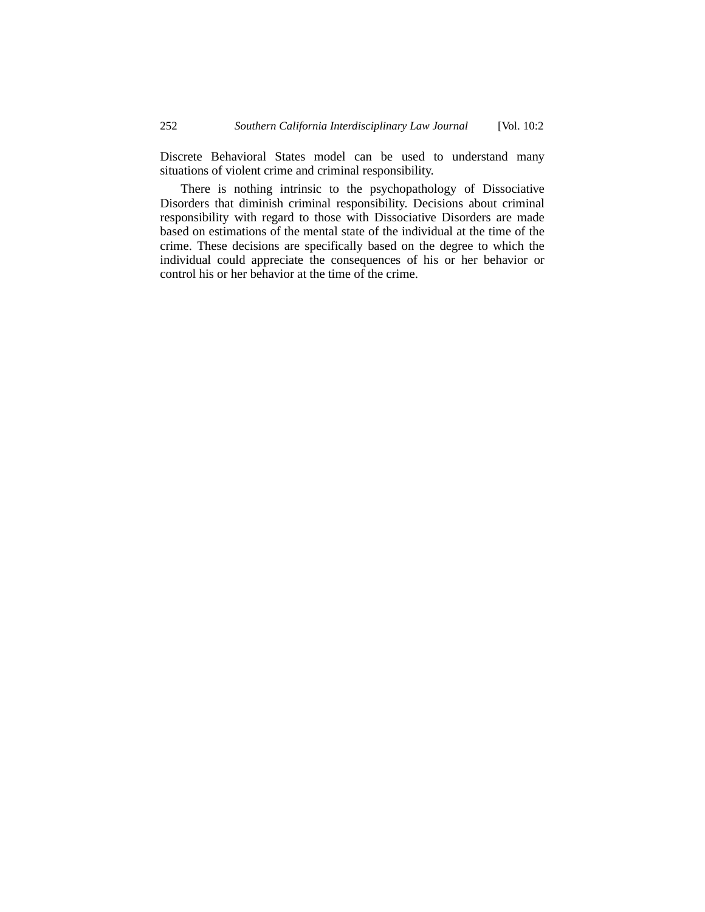Discrete Behavioral States model can be used to understand many situations of violent crime and criminal responsibility.

There is nothing intrinsic to the psychopathology of Dissociative Disorders that diminish criminal responsibility. Decisions about criminal responsibility with regard to those with Dissociative Disorders are made based on estimations of the mental state of the individual at the time of the crime. These decisions are specifically based on the degree to which the individual could appreciate the consequences of his or her behavior or control his or her behavior at the time of the crime.